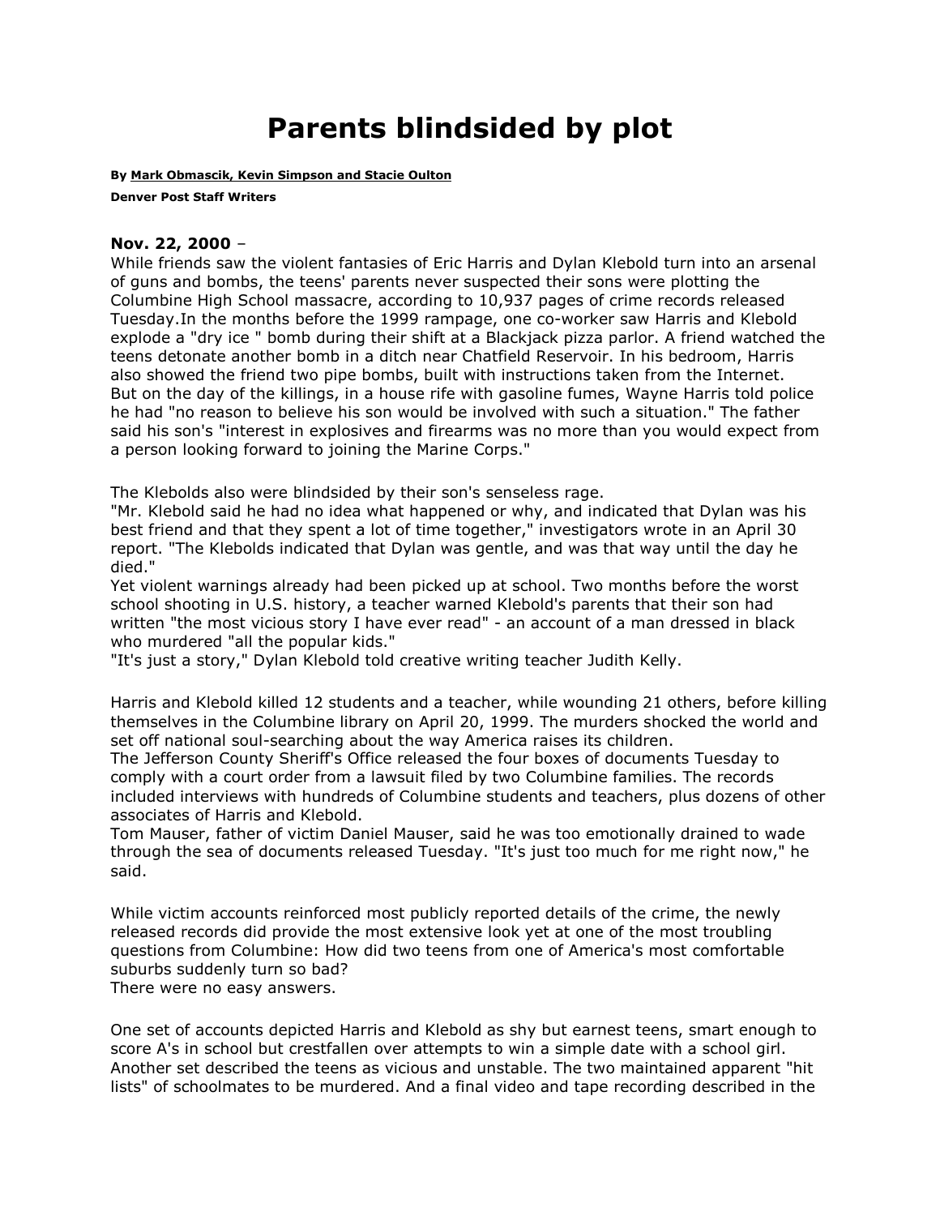# Parents blindsided by plot

**By Mark Obmascik, Kevin Simpson and Stacie Oulton**

**Denver Post Staff Writers**

**Nov. 22, 2000** –
While friends saw the violent fantasies of Eric Harris and Dylan Klebold turn into an arsenal of guns and bombs, the teens' parents never suspected their sons were plotting the Columbine High School massacre, according to 10,937 pages of crime records released Tuesday.In the months before the 1999 rampage, one co-worker saw Harris and Klebold explode a "dry ice " bomb during their shift at a Blackjack pizza parlor. A friend watched the teens detonate another bomb in a ditch near Chatfield Reservoir. In his bedroom, Harris also showed the friend two pipe bombs, built with instructions taken from the Internet.
But on the day of the killings, in a house rife with gasoline fumes, Wayne Harris told police he had "no reason to believe his son would be involved with such a situation." The father said his son's "interest in explosives and firearms was no more than you would expect from a person looking forward to joining the Marine Corps."

The Klebolds also were blindsided by their son's senseless rage.
"Mr. Klebold said he had no idea what happened or why, and indicated that Dylan was his best friend and that they spent a lot of time together," investigators wrote in an April 30 report. "The Klebolds indicated that Dylan was gentle, and was that way until the day he died."
Yet violent warnings already had been picked up at school. Two months before the worst school shooting in U.S. history, a teacher warned Klebold's parents that their son had written "the most vicious story I have ever read" - an account of a man dressed in black who murdered "all the popular kids."
"It's just a story," Dylan Klebold told creative writing teacher Judith Kelly.

Harris and Klebold killed 12 students and a teacher, while wounding 21 others, before killing themselves in the Columbine library on April 20, 1999. The murders shocked the world and set off national soul-searching about the way America raises its children.
The Jefferson County Sheriff's Office released the four boxes of documents Tuesday to comply with a court order from a lawsuit filed by two Columbine families. The records included interviews with hundreds of Columbine students and teachers, plus dozens of other associates of Harris and Klebold.
Tom Mauser, father of victim Daniel Mauser, said he was too emotionally drained to wade through the sea of documents released Tuesday. "It's just too much for me right now," he said.

While victim accounts reinforced most publicly reported details of the crime, the newly released records did provide the most extensive look yet at one of the most troubling questions from Columbine: How did two teens from one of America's most comfortable suburbs suddenly turn so bad?
There were no easy answers.

One set of accounts depicted Harris and Klebold as shy but earnest teens, smart enough to score A's in school but crestfallen over attempts to win a simple date with a school girl. Another set described the teens as vicious and unstable. The two maintained apparent "hit lists" of schoolmates to be murdered. And a final video and tape recording described in the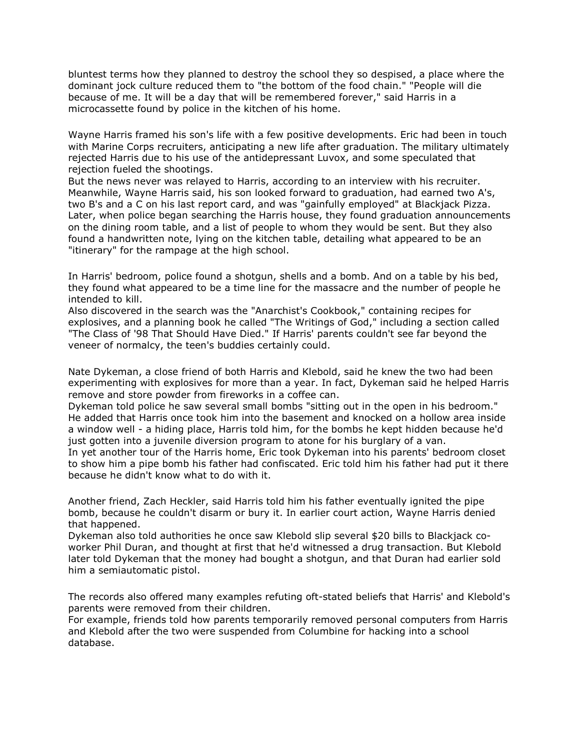bluntest terms how they planned to destroy the school they so despised, a place where the dominant jock culture reduced them to "the bottom of the food chain." "People will die because of me. It will be a day that will be remembered forever," said Harris in a microcassette found by police in the kitchen of his home.

Wayne Harris framed his son's life with a few positive developments. Eric had been in touch with Marine Corps recruiters, anticipating a new life after graduation. The military ultimately rejected Harris due to his use of the antidepressant Luvox, and some speculated that rejection fueled the shootings.

But the news never was relayed to Harris, according to an interview with his recruiter. Meanwhile, Wayne Harris said, his son looked forward to graduation, had earned two A's, two B's and a C on his last report card, and was "gainfully employed" at Blackjack Pizza. Later, when police began searching the Harris house, they found graduation announcements on the dining room table, and a list of people to whom they would be sent. But they also found a handwritten note, lying on the kitchen table, detailing what appeared to be an "itinerary" for the rampage at the high school.

In Harris' bedroom, police found a shotgun, shells and a bomb. And on a table by his bed, they found what appeared to be a time line for the massacre and the number of people he intended to kill.

Also discovered in the search was the "Anarchist's Cookbook," containing recipes for explosives, and a planning book he called "The Writings of God," including a section called "The Class of '98 That Should Have Died." If Harris' parents couldn't see far beyond the veneer of normalcy, the teen's buddies certainly could.

Nate Dykeman, a close friend of both Harris and Klebold, said he knew the two had been experimenting with explosives for more than a year. In fact, Dykeman said he helped Harris remove and store powder from fireworks in a coffee can.

Dykeman told police he saw several small bombs "sitting out in the open in his bedroom." He added that Harris once took him into the basement and knocked on a hollow area inside a window well - a hiding place, Harris told him, for the bombs he kept hidden because he'd just gotten into a juvenile diversion program to atone for his burglary of a van.

In yet another tour of the Harris home, Eric took Dykeman into his parents' bedroom closet to show him a pipe bomb his father had confiscated. Eric told him his father had put it there because he didn't know what to do with it.

Another friend, Zach Heckler, said Harris told him his father eventually ignited the pipe bomb, because he couldn't disarm or bury it. In earlier court action, Wayne Harris denied that happened.

Dykeman also told authorities he once saw Klebold slip several $20 bills to Blackjack co-worker Phil Duran, and thought at first that he'd witnessed a drug transaction. But Klebold later told Dykeman that the money had bought a shotgun, and that Duran had earlier sold him a semiautomatic pistol.

The records also offered many examples refuting oft-stated beliefs that Harris' and Klebold's parents were removed from their children.

For example, friends told how parents temporarily removed personal computers from Harris and Klebold after the two were suspended from Columbine for hacking into a school database.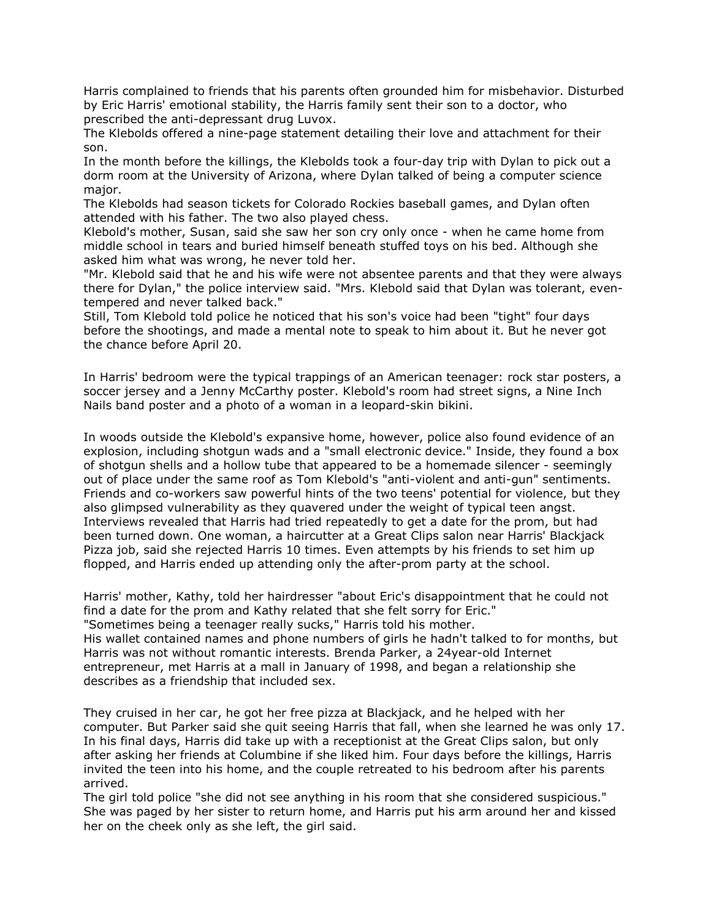Harris complained to friends that his parents often grounded him for misbehavior. Disturbed by Eric Harris' emotional stability, the Harris family sent their son to a doctor, who prescribed the anti-depressant drug Luvox.

The Klebolds offered a nine-page statement detailing their love and attachment for their son.

In the month before the killings, the Klebolds took a four-day trip with Dylan to pick out a dorm room at the University of Arizona, where Dylan talked of being a computer science major.

The Klebolds had season tickets for Colorado Rockies baseball games, and Dylan often attended with his father. The two also played chess.

Klebold's mother, Susan, said she saw her son cry only once - when he came home from middle school in tears and buried himself beneath stuffed toys on his bed. Although she asked him what was wrong, he never told her.

"Mr. Klebold said that he and his wife were not absentee parents and that they were always there for Dylan," the police interview said. "Mrs. Klebold said that Dylan was tolerant, even-tempered and never talked back."

Still, Tom Klebold told police he noticed that his son's voice had been "tight" four days before the shootings, and made a mental note to speak to him about it. But he never got the chance before April 20.

In Harris' bedroom were the typical trappings of an American teenager: rock star posters, a soccer jersey and a Jenny McCarthy poster. Klebold's room had street signs, a Nine Inch Nails band poster and a photo of a woman in a leopard-skin bikini.

In woods outside the Klebold's expansive home, however, police also found evidence of an explosion, including shotgun wads and a "small electronic device." Inside, they found a box of shotgun shells and a hollow tube that appeared to be a homemade silencer - seemingly out of place under the same roof as Tom Klebold's "anti-violent and anti-gun" sentiments.

Friends and co-workers saw powerful hints of the two teens' potential for violence, but they also glimpsed vulnerability as they quavered under the weight of typical teen angst.

Interviews revealed that Harris had tried repeatedly to get a date for the prom, but had been turned down. One woman, a haircutter at a Great Clips salon near Harris' Blackjack Pizza job, said she rejected Harris 10 times. Even attempts by his friends to set him up flopped, and Harris ended up attending only the after-prom party at the school.

Harris' mother, Kathy, told her hairdresser "about Eric's disappointment that he could not find a date for the prom and Kathy related that she felt sorry for Eric."

"Sometimes being a teenager really sucks," Harris told his mother.

His wallet contained names and phone numbers of girls he hadn't talked to for months, but Harris was not without romantic interests. Brenda Parker, a 24year-old Internet entrepreneur, met Harris at a mall in January of 1998, and began a relationship she describes as a friendship that included sex.

They cruised in her car, he got her free pizza at Blackjack, and he helped with her computer. But Parker said she quit seeing Harris that fall, when she learned he was only 17.

In his final days, Harris did take up with a receptionist at the Great Clips salon, but only after asking her friends at Columbine if she liked him. Four days before the killings, Harris invited the teen into his home, and the couple retreated to his bedroom after his parents arrived.

The girl told police "she did not see anything in his room that she considered suspicious." She was paged by her sister to return home, and Harris put his arm around her and kissed her on the cheek only as she left, the girl said.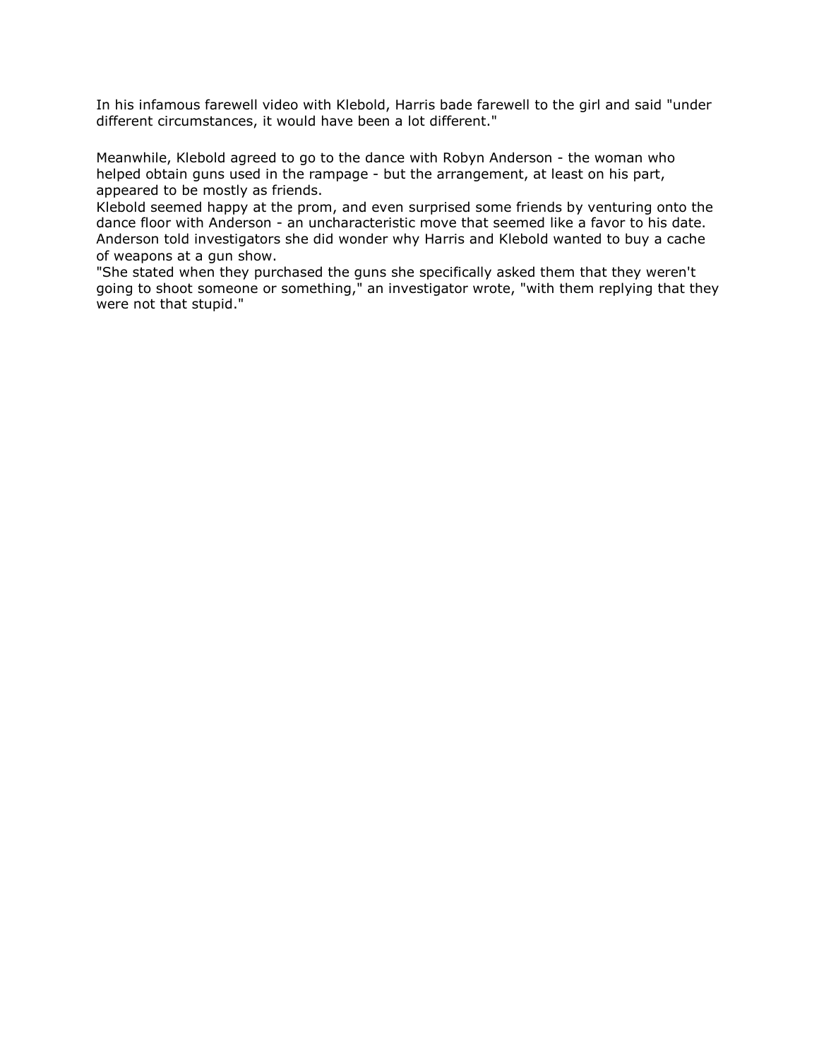In his infamous farewell video with Klebold, Harris bade farewell to the girl and said "under different circumstances, it would have been a lot different."

Meanwhile, Klebold agreed to go to the dance with Robyn Anderson - the woman who helped obtain guns used in the rampage - but the arrangement, at least on his part, appeared to be mostly as friends.

Klebold seemed happy at the prom, and even surprised some friends by venturing onto the dance floor with Anderson - an uncharacteristic move that seemed like a favor to his date.

Anderson told investigators she did wonder why Harris and Klebold wanted to buy a cache of weapons at a gun show.

"She stated when they purchased the guns she specifically asked them that they weren't going to shoot someone or something," an investigator wrote, "with them replying that they were not that stupid."